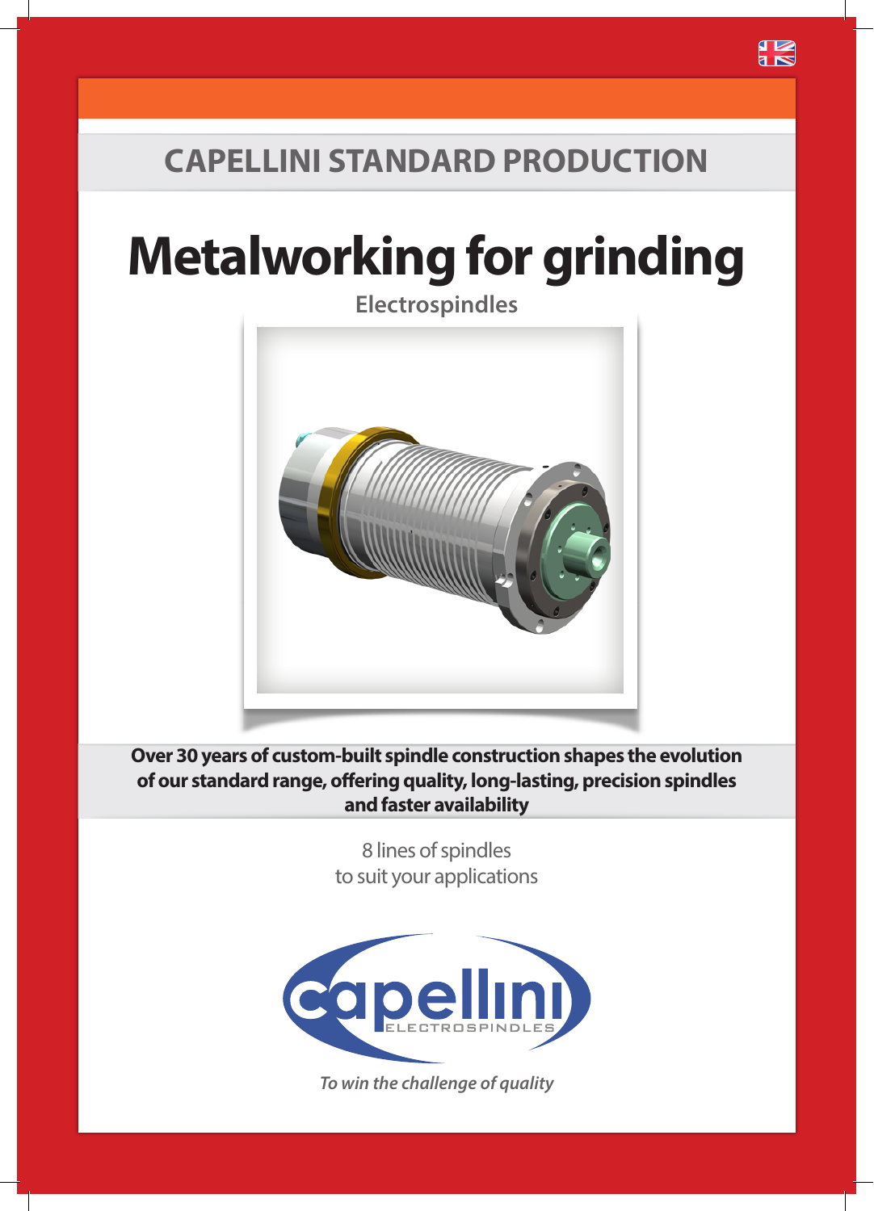## CAPELLINI STANDARD PRODUCTION

# Metalworking for grinding

### Electrospindles

**Over 30 years of custom-built spindle construction shapes the evolution of our standard range, offering quality, long-lasting, precision spindles and faster availability**

8 lines of spindles
to suit your applications

capellini
ELECTROSPINDLES

*To win the challenge of quality*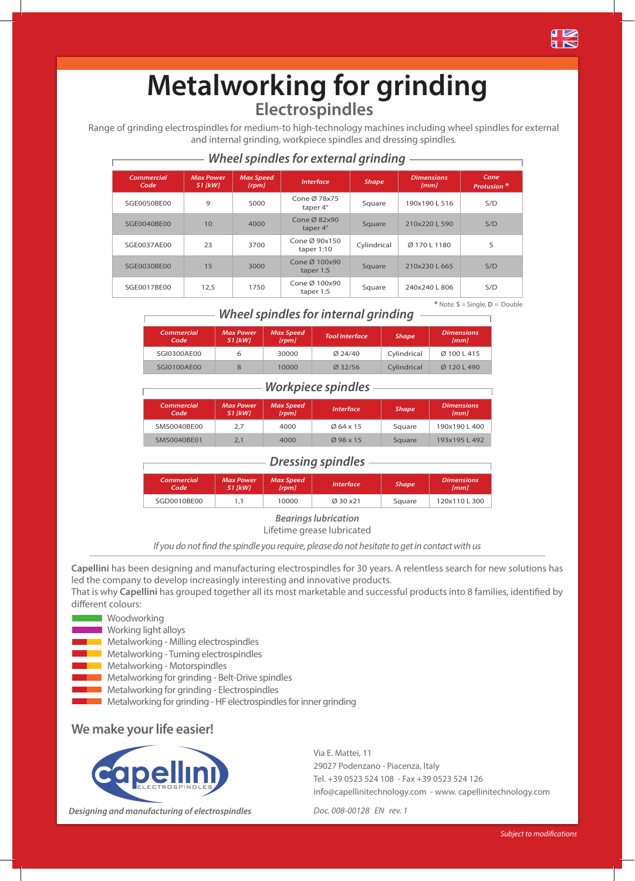# Metalworking for grinding

## Electrospindles

Range of grinding electrospindles for medium-to high-technology machines including wheel spindles for external and internal grinding, workpiece spindles and dressing spindles.

### *Wheel spindles for external grinding*

| Commercial Code | Max Power S1 [kW] | Max Speed [rpm] | Interface | Shape | Dimensions [mm] | Cone Protusion * |
|---|---|---|---|---|---|---|
| SGE0050BE00 | 9 | 5000 | Cone Ø 78x75 taper 4° | Square | 190x190 L 516 | S/D |
| SGE0040BE00 | 10 | 4000 | Cone Ø 82x90 taper 4° | Square | 210x220 L 590 | S/D |
| SGE0037AE00 | 23 | 3700 | Cone Ø 90x150 taper 1:10 | Cylindrical | Ø 170 L 1180 | S |
| SGE0030BE00 | 15 | 3000 | Cone Ø 100x90 taper 1:5 | Square | 210x230 L 665 | S/D |
| SGE0017BE00 | 12,5 | 1750 | Cone Ø 100x90 taper 1:5 | Square | 240x240 L 806 | S/D |

* Note: **S** = Single, **D** = Double

### *Wheel spindles for internal grinding*

| Commercial Code | Max Power S1 [kW] | Max Speed [rpm] | Tool Interface | Shape | Dimensions [mm] |
|---|---|---|---|---|---|
| SGI0300AE00 | 6 | 30000 | Ø 24/40 | Cylindrical | Ø 100 L 415 |
| SGI0100AE00 | 8 | 10000 | Ø 32/56 | Cylindrical | Ø 120 L 490 |

### *Workpiece spindles*

| Commercial Code | Max Power S1 [kW] | Max Speed [rpm] | Interface | Shape | Dimensions [mm] |
|---|---|---|---|---|---|
| SMS0040BE00 | 2,7 | 4000 | Ø 64 x 15 | Square | 190x190 L 400 |
| SMS0040BE01 | 2,1 | 4000 | Ø 98 x 15 | Square | 193x195 L 492 |

### *Dressing spindles*

| Commercial Code | Max Power S1 [kW] | Max Speed [rpm] | Interface | Shape | Dimensions [mm] |
|---|---|---|---|---|---|
| SGD0010BE00 | 1,1 | 10000 | Ø 30 x21 | Square | 120x110 L 300 |

***Bearings lubrication***

Lifetime grease lubricated

*If you do not find the spindle you require, please do not hesitate to get in contact with us*

**Capellini** has been designing and manufacturing electrospindles for 30 years. A relentless search for new solutions has led the company to develop increasingly interesting and innovative products.
That is why **Capellini** has grouped together all its most marketable and successful products into 8 families, identified by different colours:

- Woodworking
- Working light alloys
- Metalworking - Milling electrospindles
- Metalworking - Turning electrospindles
- Metalworking - Motorspindles
- Metalworking for grinding - Belt-Drive spindles
- Metalworking for grinding - Electrospindles
- Metalworking for grinding - HF electrospindles for inner grinding

## We make your life easier!

capellini ELECTROSPINDLES

*Designing and manufacturing of electrospindles*

Via E. Mattei, 11
29027 Podenzano - Piacenza, Italy
Tel. +39 0523 524 108 - Fax +39 0523 524 126
info@capellinitechnology.com - www.capellinitechnology.com

*Doc. 008-00128 EN rev. 1*

*Subject to modifications*